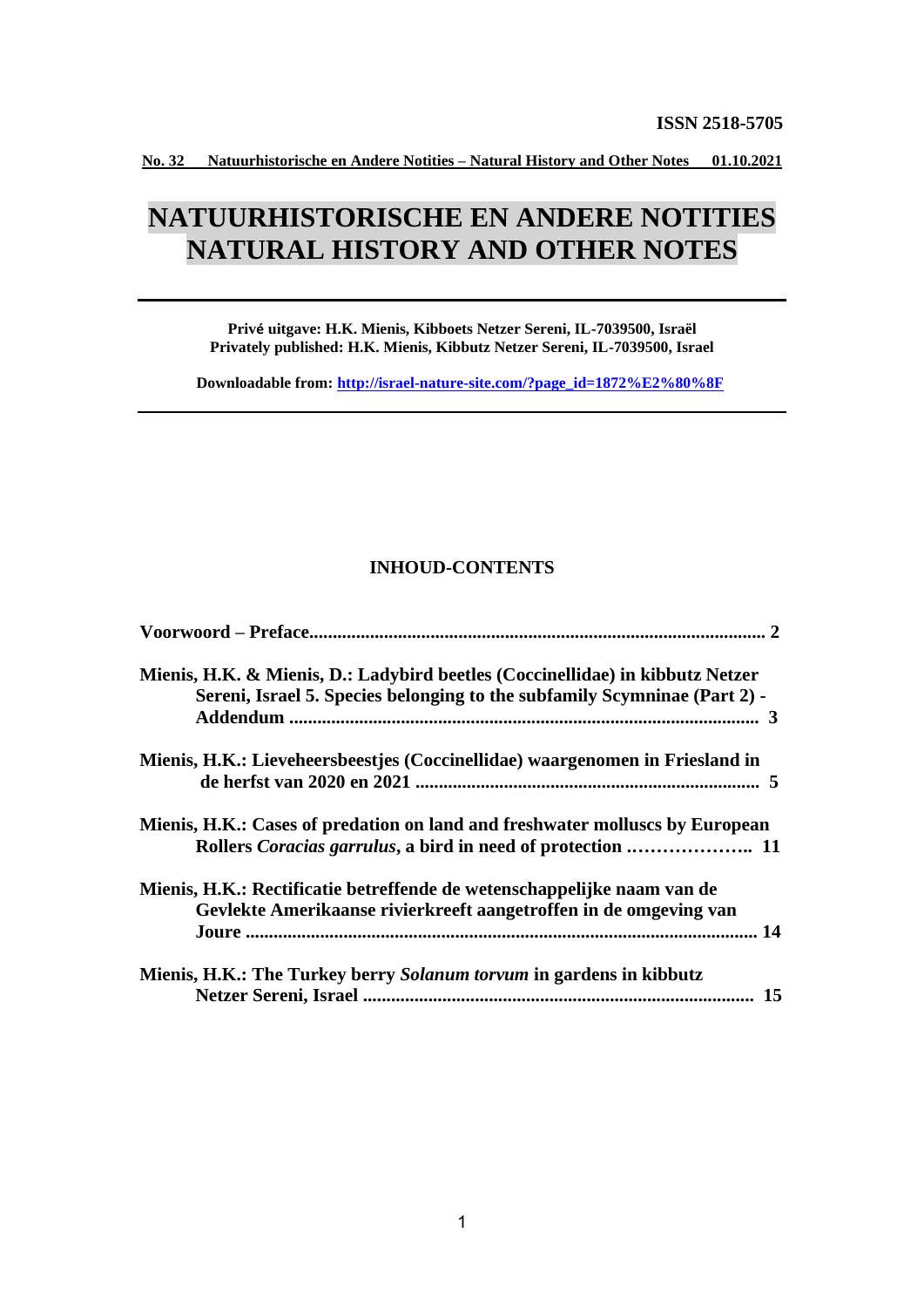**ISSN 2518-5705**

**No. 32 Natuurhistorische en Andere Notities – Natural History and Other Notes 01.10.2021**

# NATUURHISTORISCHE EN ANDERE NOTITIES
# NATURAL HISTORY AND OTHER NOTES

---

**Privé uitgave: H.K. Mienis, Kibboets Netzer Sereni, IL-7039500, Israël**
**Privately published: H.K. Mienis, Kibbutz Netzer Sereni, IL-7039500, Israel**

**Downloadable from: [http://israel-nature-site.com/?page_id=1872%E2%80%8F](http://israel-nature-site.com/?page_id=1872%E2%80%8F)**

---

## INHOUD-CONTENTS

**Voorwoord – Preface.................................................................................................. 2**

**Mienis, H.K. & Mienis, D.: Ladybird beetles (Coccinellidae) in kibbutz Netzer Sereni, Israel 5. Species belonging to the subfamily Scymninae (Part 2) - Addendum .................................................................................................... 3**

**Mienis, H.K.: Lieveheersbeestjes (Coccinellidae) waargenomen in Friesland in de herfst van 2020 en 2021 ......................................................................... 5**

**Mienis, H.K.: Cases of predation on land and freshwater molluscs by European Rollers *Coracias garrulus*, a bird in need of protection ……………….. 11**

**Mienis, H.K.: Rectificatie betreffende de wetenschappelijke naam van de Gevlekte Amerikaanse rivierkreeft aangetroffen in de omgeving van Joure .............................................................................................................. 14**

**Mienis, H.K.: The Turkey berry *Solanum torvum* in gardens in kibbutz Netzer Sereni, Israel .................................................................................... 15**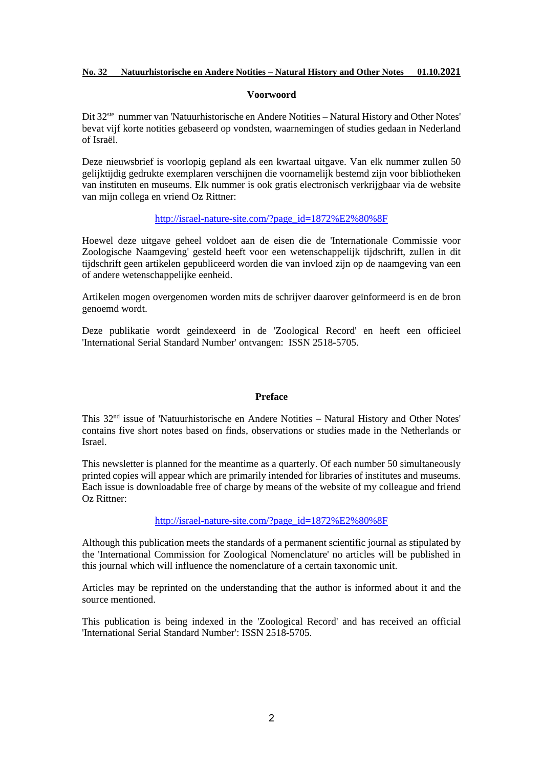## Voorwoord

Dit 32[ste] nummer van 'Natuurhistorische en Andere Notities – Natural History and Other Notes' bevat vijf korte notities gebaseerd op vondsten, waarnemingen of studies gedaan in Nederland of Israël.

Deze nieuwsbrief is voorlopig gepland als een kwartaal uitgave. Van elk nummer zullen 50 gelijktijdig gedrukte exemplaren verschijnen die voornamelijk bestemd zijn voor bibliotheken van instituten en museums. Elk nummer is ook gratis electronisch verkrijgbaar via de website van mijn collega en vriend Oz Rittner:

http://israel-nature-site.com/?page_id=1872%E2%80%8F

Hoewel deze uitgave geheel voldoet aan de eisen die de 'Internationale Commissie voor Zoologische Naamgeving' gesteld heeft voor een wetenschappelijk tijdschrift, zullen in dit tijdschrift geen artikelen gepubliceerd worden die van invloed zijn op de naamgeving van een of andere wetenschappelijke eenheid.

Artikelen mogen overgenomen worden mits de schrijver daarover geïnformeerd is en de bron genoemd wordt.

Deze publikatie wordt geindexeerd in de 'Zoological Record' en heeft een officieel 'International Serial Standard Number' ontvangen: ISSN 2518-5705.

## Preface

This 32[nd] issue of 'Natuurhistorische en Andere Notities – Natural History and Other Notes' contains five short notes based on finds, observations or studies made in the Netherlands or Israel.

This newsletter is planned for the meantime as a quarterly. Of each number 50 simultaneously printed copies will appear which are primarily intended for libraries of institutes and museums. Each issue is downloadable free of charge by means of the website of my colleague and friend Oz Rittner:

http://israel-nature-site.com/?page_id=1872%E2%80%8F

Although this publication meets the standards of a permanent scientific journal as stipulated by the 'International Commission for Zoological Nomenclature' no articles will be published in this journal which will influence the nomenclature of a certain taxonomic unit.

Articles may be reprinted on the understanding that the author is informed about it and the source mentioned.

This publication is being indexed in the 'Zoological Record' and has received an official 'International Serial Standard Number': ISSN 2518-5705.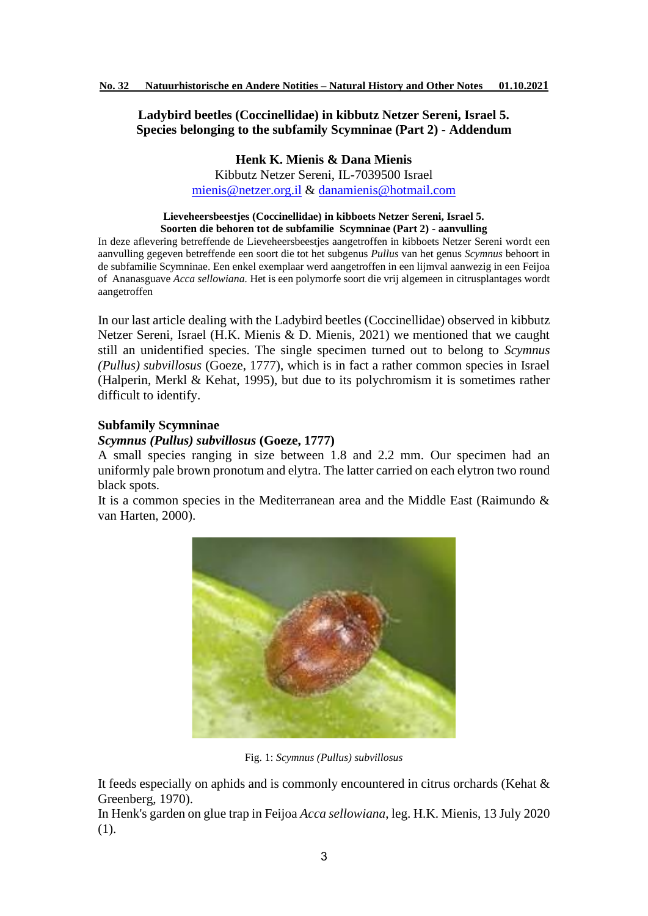# Ladybird beetles (Coccinellidae) in kibbutz Netzer Sereni, Israel 5. Species belonging to the subfamily Scymninae (Part 2) - Addendum

**Henk K. Mienis & Dana Mienis**

Kibbutz Netzer Sereni, IL-7039500 Israel

mienis@netzer.org.il & danamienis@hotmail.com

**Lieveheersbeestjes (Coccinellidae) in kibboets Netzer Sereni, Israel 5. Soorten die behoren tot de subfamilie Scymninae (Part 2) - aanvulling**

In deze aflevering betreffende de Lieveheersbeestjes aangetroffen in kibboets Netzer Sereni wordt een aanvulling gegeven betreffende een soort die tot het subgenus *Pullus* van het genus *Scymnus* behoort in de subfamilie Scymninae. Een enkel exemplaar werd aangetroffen in een lijmval aanwezig in een Feijoa of Ananasguave *Acca sellowiana.* Het is een polymorfe soort die vrij algemeen in citrusplantages wordt aangetroffen

In our last article dealing with the Ladybird beetles (Coccinellidae) observed in kibbutz Netzer Sereni, Israel (H.K. Mienis & D. Mienis, 2021) we mentioned that we caught still an unidentified species. The single specimen turned out to belong to *Scymnus (Pullus) subvillosus* (Goeze, 1777), which is in fact a rather common species in Israel (Halperin, Merkl & Kehat, 1995), but due to its polychromism it is sometimes rather difficult to identify.

## Subfamily Scymninae

### *Scymnus (Pullus) subvillosus* (Goeze, 1777)

A small species ranging in size between 1.8 and 2.2 mm. Our specimen had an uniformly pale brown pronotum and elytra. The latter carried on each elytron two round black spots.

It is a common species in the Mediterranean area and the Middle East (Raimundo & van Harten, 2000).

Fig. 1: *Scymnus (Pullus) subvillosus*

It feeds especially on aphids and is commonly encountered in citrus orchards (Kehat & Greenberg, 1970).

In Henk's garden on glue trap in Feijoa *Acca sellowiana*, leg. H.K. Mienis, 13 July 2020 (1).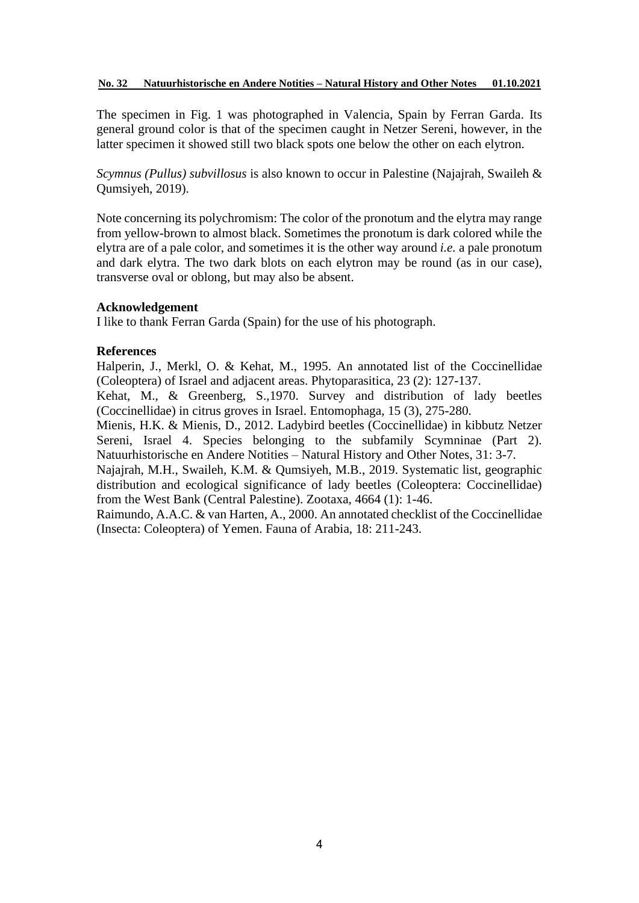The specimen in Fig. 1 was photographed in Valencia, Spain by Ferran Garda. Its general ground color is that of the specimen caught in Netzer Sereni, however, in the latter specimen it showed still two black spots one below the other on each elytron.

*Scymnus (Pullus) subvillosus* is also known to occur in Palestine (Najajrah, Swaileh & Qumsiyeh, 2019).

Note concerning its polychromism: The color of the pronotum and the elytra may range from yellow-brown to almost black. Sometimes the pronotum is dark colored while the elytra are of a pale color, and sometimes it is the other way around *i.e.* a pale pronotum and dark elytra. The two dark blots on each elytron may be round (as in our case), transverse oval or oblong, but may also be absent.

**Acknowledgement**

I like to thank Ferran Garda (Spain) for the use of his photograph.

**References**

Halperin, J., Merkl, O. & Kehat, M., 1995. An annotated list of the Coccinellidae (Coleoptera) of Israel and adjacent areas. Phytoparasitica, 23 (2): 127-137.

Kehat, M., & Greenberg, S.,1970. Survey and distribution of lady beetles (Coccinellidae) in citrus groves in Israel. Entomophaga, 15 (3), 275-280.

Mienis, H.K. & Mienis, D., 2012. Ladybird beetles (Coccinellidae) in kibbutz Netzer Sereni, Israel 4. Species belonging to the subfamily Scymninae (Part 2). Natuurhistorische en Andere Notities – Natural History and Other Notes, 31: 3-7.

Najajrah, M.H., Swaileh, K.M. & Qumsiyeh, M.B., 2019. Systematic list, geographic distribution and ecological significance of lady beetles (Coleoptera: Coccinellidae) from the West Bank (Central Palestine). Zootaxa, 4664 (1): 1-46.

Raimundo, A.A.C. & van Harten, A., 2000. An annotated checklist of the Coccinellidae (Insecta: Coleoptera) of Yemen. Fauna of Arabia, 18: 211-243.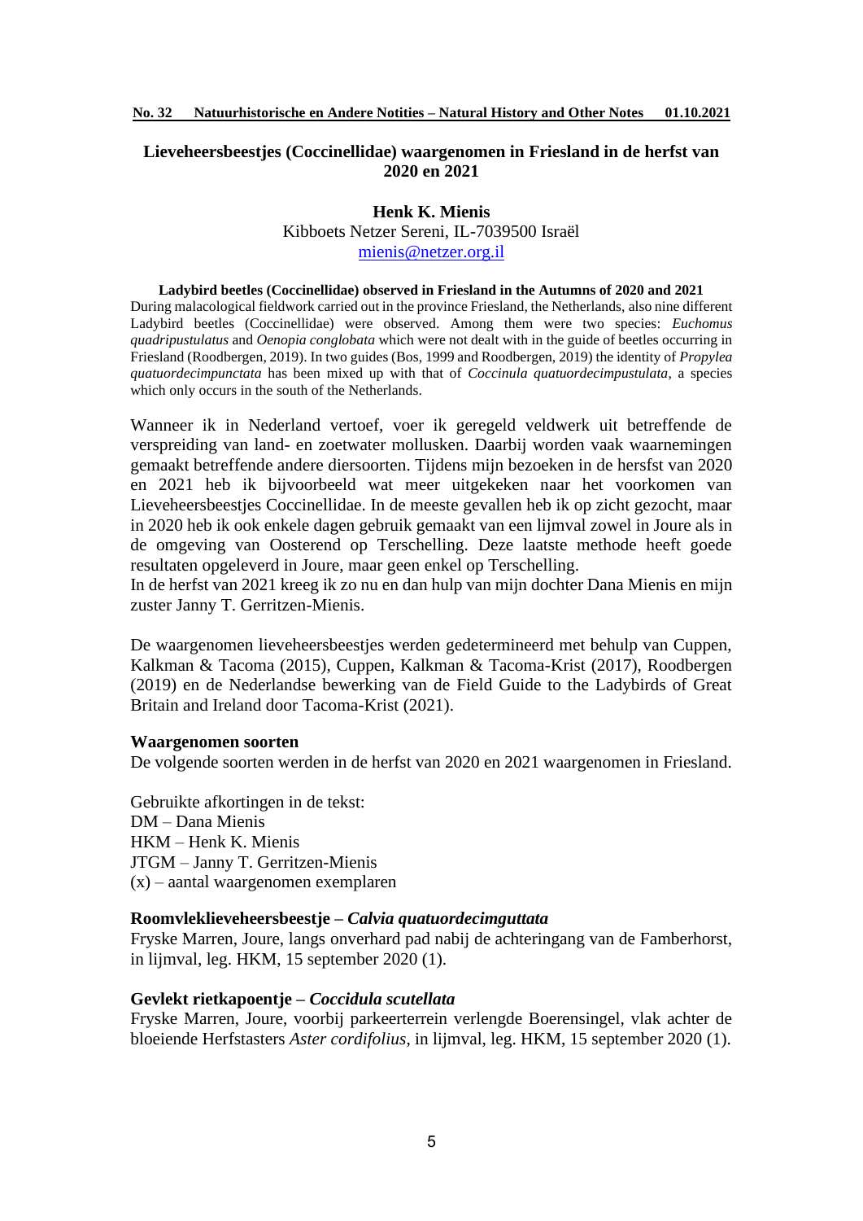## Lieveheersbeestjes (Coccinellidae) waargenomen in Friesland in de herfst van 2020 en 2021

**Henk K. Mienis**
Kibboets Netzer Sereni, IL-7039500 Israël
mienis@netzer.org.il

**Ladybird beetles (Coccinellidae) observed in Friesland in the Autumns of 2020 and 2021**
During malacological fieldwork carried out in the province Friesland, the Netherlands, also nine different Ladybird beetles (Coccinellidae) were observed. Among them were two species: *Euchomus quadripustulatus* and *Oenopia conglobata* which were not dealt with in the guide of beetles occurring in Friesland (Roodbergen, 2019). In two guides (Bos, 1999 and Roodbergen, 2019) the identity of *Propylea quatuordecimpunctata* has been mixed up with that of *Coccinula quatuordecimpustulata*, a species which only occurs in the south of the Netherlands.

Wanneer ik in Nederland vertoef, voer ik geregeld veldwerk uit betreffende de verspreiding van land- en zoetwater mollusken. Daarbij worden vaak waarnemingen gemaakt betreffende andere diersoorten. Tijdens mijn bezoeken in de hersfst van 2020 en 2021 heb ik bijvoorbeeld wat meer uitgekeken naar het voorkomen van Lieveheersbeestjes Coccinellidae. In de meeste gevallen heb ik op zicht gezocht, maar in 2020 heb ik ook enkele dagen gebruik gemaakt van een lijmval zowel in Joure als in de omgeving van Oosterend op Terschelling. Deze laatste methode heeft goede resultaten opgeleverd in Joure, maar geen enkel op Terschelling.
In de herfst van 2021 kreeg ik zo nu en dan hulp van mijn dochter Dana Mienis en mijn zuster Janny T. Gerritzen-Mienis.

De waargenomen lieveheersbeestjes werden gedetermineerd met behulp van Cuppen, Kalkman & Tacoma (2015), Cuppen, Kalkman & Tacoma-Krist (2017), Roodbergen (2019) en de Nederlandse bewerking van de Field Guide to the Ladybirds of Great Britain and Ireland door Tacoma-Krist (2021).

### Waargenomen soorten

De volgende soorten werden in de herfst van 2020 en 2021 waargenomen in Friesland.

Gebruikte afkortingen in de tekst:
DM – Dana Mienis
HKM – Henk K. Mienis
JTGM – Janny T. Gerritzen-Mienis
(x) – aantal waargenomen exemplaren

**Roomvleklieveheersbeestje – *Calvia quatuordecimguttata***
Fryske Marren, Joure, langs onverhard pad nabij de achteringang van de Famberhorst, in lijmval, leg. HKM, 15 september 2020 (1).

**Gevlekt rietkapoentje – *Coccidula scutellata***
Fryske Marren, Joure, voorbij parkeerterrein verlengde Boerensingel, vlak achter de bloeiende Herfstasters *Aster cordifolius*, in lijmval, leg. HKM, 15 september 2020 (1).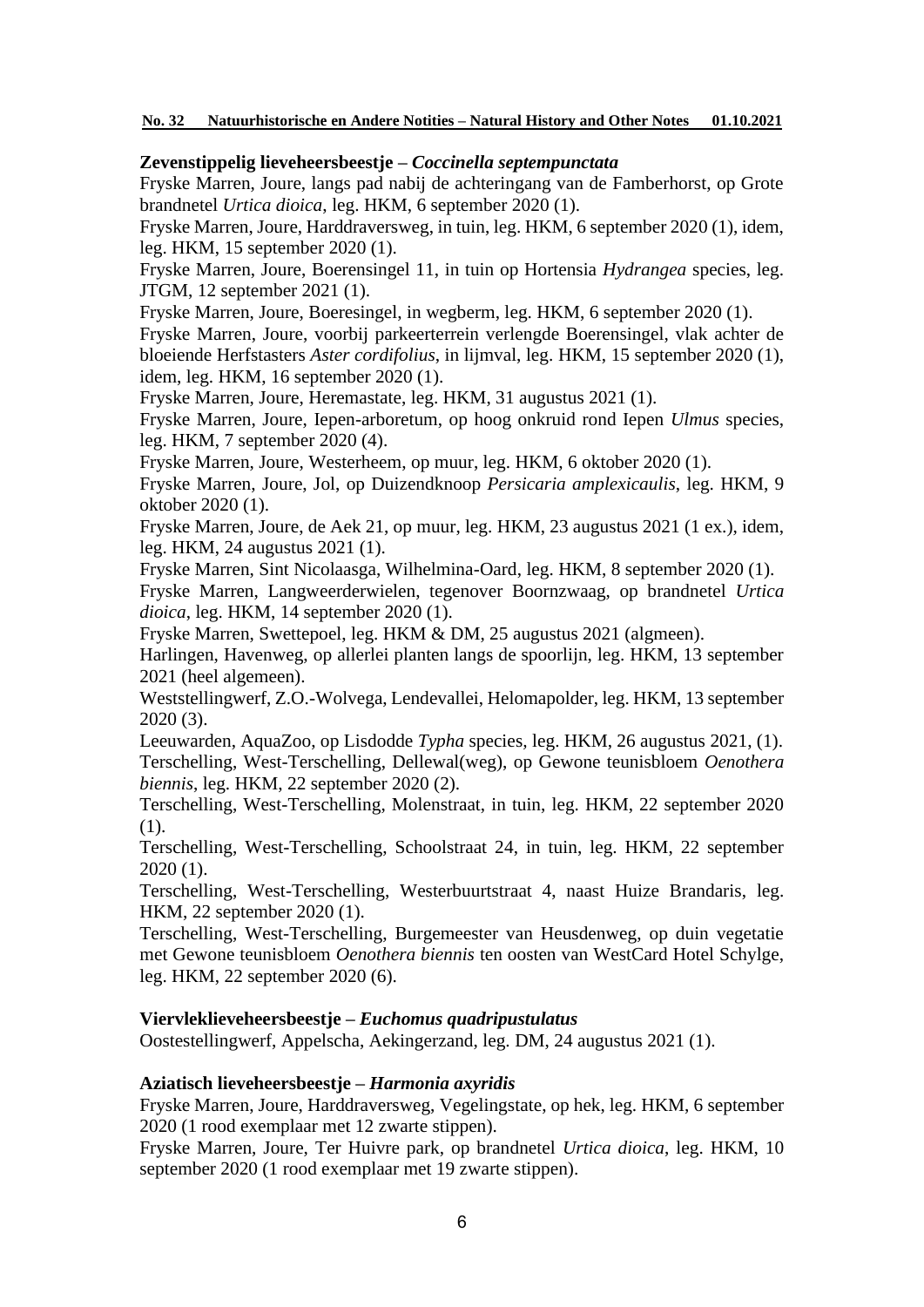**Zevenstippelig lieveheersbeestje – *Coccinella septempunctata***

Fryske Marren, Joure, langs pad nabij de achteringang van de Famberhorst, op Grote brandnetel *Urtica dioica*, leg. HKM, 6 september 2020 (1).

Fryske Marren, Joure, Harddraversweg, in tuin, leg. HKM, 6 september 2020 (1), idem, leg. HKM, 15 september 2020 (1).

Fryske Marren, Joure, Boerensingel 11, in tuin op Hortensia *Hydrangea* species, leg. JTGM, 12 september 2021 (1).

Fryske Marren, Joure, Boeresingel, in wegberm, leg. HKM, 6 september 2020 (1).

Fryske Marren, Joure, voorbij parkeerterrein verlengde Boerensingel, vlak achter de bloeiende Herfstasters *Aster cordifolius*, in lijmval, leg. HKM, 15 september 2020 (1), idem, leg. HKM, 16 september 2020 (1).

Fryske Marren, Joure, Heremastate, leg. HKM, 31 augustus 2021 (1).

Fryske Marren, Joure, Iepen-arboretum, op hoog onkruid rond Iepen *Ulmus* species, leg. HKM, 7 september 2020 (4).

Fryske Marren, Joure, Westerheem, op muur, leg. HKM, 6 oktober 2020 (1).

Fryske Marren, Joure, Jol, op Duizendknoop *Persicaria amplexicaulis*, leg. HKM, 9 oktober 2020 (1).

Fryske Marren, Joure, de Aek 21, op muur, leg. HKM, 23 augustus 2021 (1 ex.), idem, leg. HKM, 24 augustus 2021 (1).

Fryske Marren, Sint Nicolaasga, Wilhelmina-Oard, leg. HKM, 8 september 2020 (1).

Fryske Marren, Langweerderwielen, tegenover Boornzwaag, op brandnetel *Urtica dioica*, leg. HKM, 14 september 2020 (1).

Fryske Marren, Swettepoel, leg. HKM & DM, 25 augustus 2021 (algmeen).

Harlingen, Havenweg, op allerlei planten langs de spoorlijn, leg. HKM, 13 september 2021 (heel algemeen).

Weststellingwerf, Z.O.-Wolvega, Lendevallei, Helomapolder, leg. HKM, 13 september 2020 (3).

Leeuwarden, AquaZoo, op Lisdodde *Typha* species, leg. HKM, 26 augustus 2021, (1).

Terschelling, West-Terschelling, Dellewal(weg), op Gewone teunisbloem *Oenothera biennis*, leg. HKM, 22 september 2020 (2).

Terschelling, West-Terschelling, Molenstraat, in tuin, leg. HKM, 22 september 2020 (1).

Terschelling, West-Terschelling, Schoolstraat 24, in tuin, leg. HKM, 22 september 2020 (1).

Terschelling, West-Terschelling, Westerbuurtstraat 4, naast Huize Brandaris, leg. HKM, 22 september 2020 (1).

Terschelling, West-Terschelling, Burgemeester van Heusdenweg, op duin vegetatie met Gewone teunisbloem *Oenothera biennis* ten oosten van WestCard Hotel Schylge, leg. HKM, 22 september 2020 (6).

**Viervleklieveheersbeestje – *Euchomus quadripustulatus***

Oostestellingwerf, Appelscha, Aekingerzand, leg. DM, 24 augustus 2021 (1).

**Aziatisch lieveheersbeestje – *Harmonia axyridis***

Fryske Marren, Joure, Harddraversweg, Vegelingstate, op hek, leg. HKM, 6 september 2020 (1 rood exemplaar met 12 zwarte stippen).

Fryske Marren, Joure, Ter Huivre park, op brandnetel *Urtica dioica*, leg. HKM, 10 september 2020 (1 rood exemplaar met 19 zwarte stippen).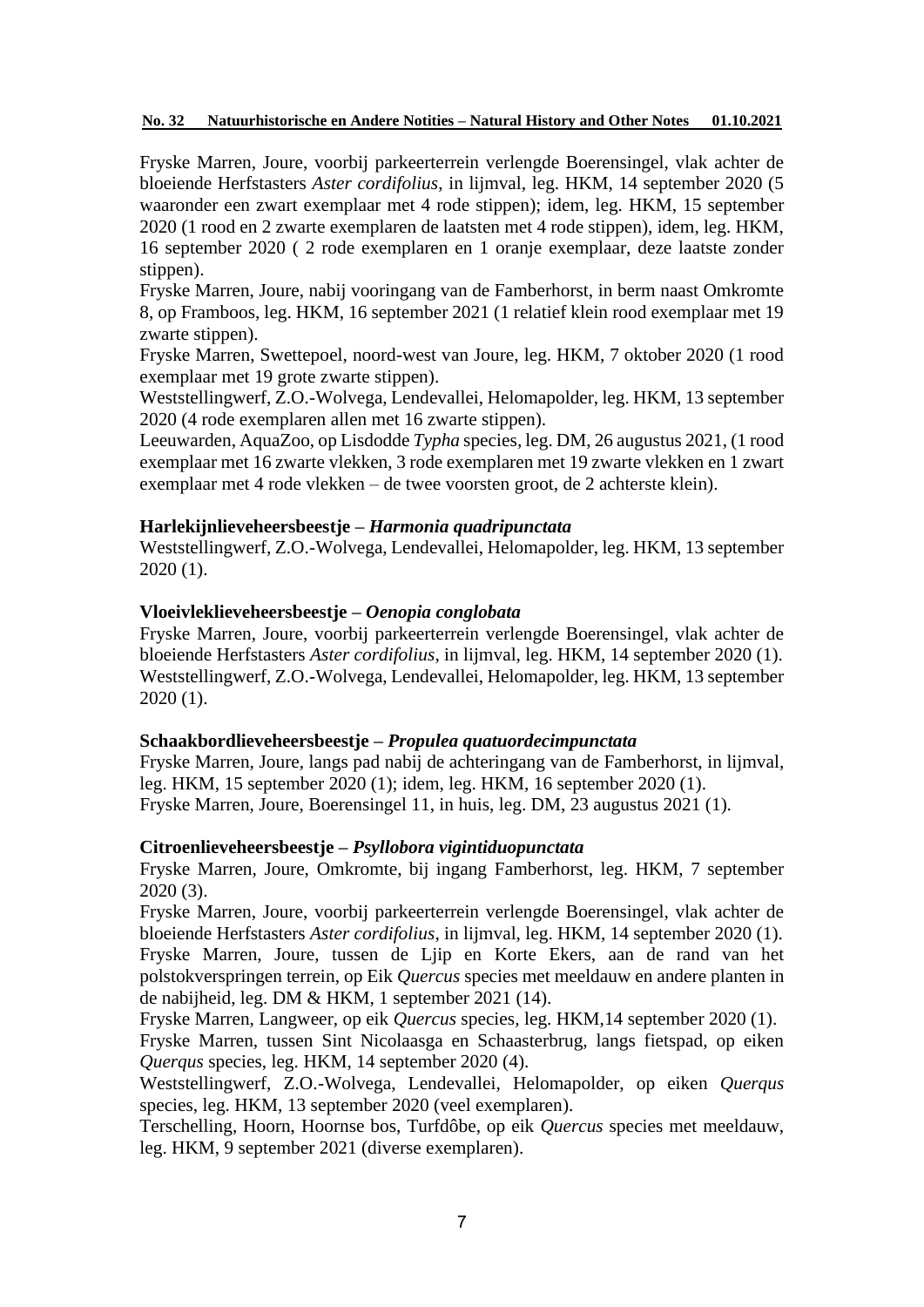Fryske Marren, Joure, voorbij parkeerterrein verlengde Boerensingel, vlak achter de bloeiende Herfstasters *Aster cordifolius*, in lijmval, leg. HKM, 14 september 2020 (5 waaronder een zwart exemplaar met 4 rode stippen); idem, leg. HKM, 15 september 2020 (1 rood en 2 zwarte exemplaren de laatsten met 4 rode stippen), idem, leg. HKM, 16 september 2020 ( 2 rode exemplaren en 1 oranje exemplaar, deze laatste zonder stippen).
Fryske Marren, Joure, nabij vooringang van de Famberhorst, in berm naast Omkromte 8, op Framboos, leg. HKM, 16 september 2021 (1 relatief klein rood exemplaar met 19 zwarte stippen).
Fryske Marren, Swettepoel, noord-west van Joure, leg. HKM, 7 oktober 2020 (1 rood exemplaar met 19 grote zwarte stippen).
Weststellingwerf, Z.O.-Wolvega, Lendevallei, Helomapolder, leg. HKM, 13 september 2020 (4 rode exemplaren allen met 16 zwarte stippen).
Leeuwarden, AquaZoo, op Lisdodde *Typha* species, leg. DM, 26 augustus 2021, (1 rood exemplaar met 16 zwarte vlekken, 3 rode exemplaren met 19 zwarte vlekken en 1 zwart exemplaar met 4 rode vlekken – de twee voorsten groot, de 2 achterste klein).

**Harlekijnlieveheersbeestje – *Harmonia quadripunctata***
Weststellingwerf, Z.O.-Wolvega, Lendevallei, Helomapolder, leg. HKM, 13 september 2020 (1).

**Vloeivleklieveheersbeestje – *Oenopia conglobata***
Fryske Marren, Joure, voorbij parkeerterrein verlengde Boerensingel, vlak achter de bloeiende Herfstasters *Aster cordifolius*, in lijmval, leg. HKM, 14 september 2020 (1).
Weststellingwerf, Z.O.-Wolvega, Lendevallei, Helomapolder, leg. HKM, 13 september 2020 (1).

**Schaakbordlieveheersbeestje – *Propulea quatuordecimpunctata***
Fryske Marren, Joure, langs pad nabij de achteringang van de Famberhorst, in lijmval, leg. HKM, 15 september 2020 (1); idem, leg. HKM, 16 september 2020 (1).
Fryske Marren, Joure, Boerensingel 11, in huis, leg. DM, 23 augustus 2021 (1).

**Citroenlieveheersbeestje – *Psyllobora vigintiduopunctata***
Fryske Marren, Joure, Omkromte, bij ingang Famberhorst, leg. HKM, 7 september 2020 (3).
Fryske Marren, Joure, voorbij parkeerterrein verlengde Boerensingel, vlak achter de bloeiende Herfstasters *Aster cordifolius*, in lijmval, leg. HKM, 14 september 2020 (1).
Fryske Marren, Joure, tussen de Ljip en Korte Ekers, aan de rand van het polstokverspringen terrein, op Eik *Quercus* species met meeldauw en andere planten in de nabijheid, leg. DM & HKM, 1 september 2021 (14).
Fryske Marren, Langweer, op eik *Quercus* species, leg. HKM,14 september 2020 (1).
Fryske Marren, tussen Sint Nicolaasga en Schaasterbrug, langs fietspad, op eiken *Querqus* species, leg. HKM, 14 september 2020 (4).
Weststellingwerf, Z.O.-Wolvega, Lendevallei, Helomapolder, op eiken *Querqus* species, leg. HKM, 13 september 2020 (veel exemplaren).
Terschelling, Hoorn, Hoornse bos, Turfdôbe, op eik *Quercus* species met meeldauw, leg. HKM, 9 september 2021 (diverse exemplaren).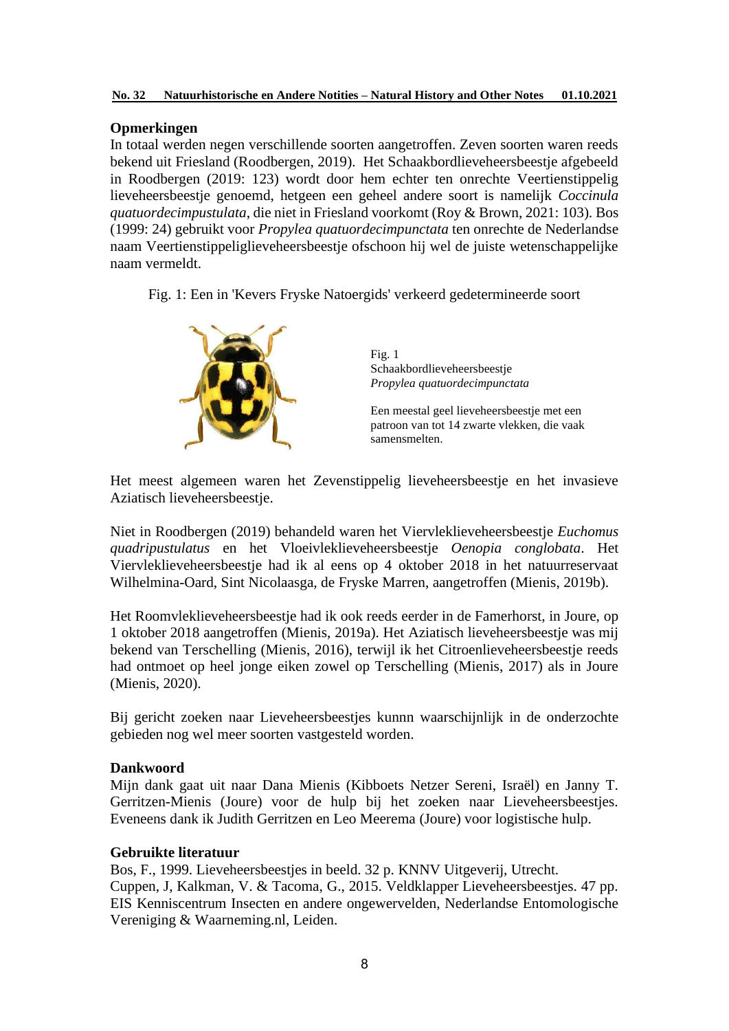## Opmerkingen

In totaal werden negen verschillende soorten aangetroffen. Zeven soorten waren reeds bekend uit Friesland (Roodbergen, 2019). Het Schaakbordlieveheersbeestje afgebeeld in Roodbergen (2019: 123) wordt door hem echter ten onrechte Veertienstippelig lieveheersbeestje genoemd, hetgeen een geheel andere soort is namelijk *Coccinula quatuordecimpustulata*, die niet in Friesland voorkomt (Roy & Brown, 2021: 103). Bos (1999: 24) gebruikt voor *Propylea quatuordecimpunctata* ten onrechte de Nederlandse naam Veertienstippeliglieveheersbeestje ofschoon hij wel de juiste wetenschappelijke naam vermeldt.

Fig. 1: Een in 'Kevers Fryske Natoergids' verkeerd gedetermineerde soort

Fig. 1
Schaakbordlieveheersbeestje
*Propylea quatuordecimpunctata*

Een meestal geel lieveheersbeestje met een patroon van tot 14 zwarte vlekken, die vaak samensmelten.

Het meest algemeen waren het Zevenstippelig lieveheersbeestje en het invasieve Aziatisch lieveheersbeestje.

Niet in Roodbergen (2019) behandeld waren het Viervleklieveheersbeestje *Euchomus quadripustulatus* en het Vloeivleklieveheersbeestje *Oenopia conglobata*. Het Viervleklieveheersbeestje had ik al eens op 4 oktober 2018 in het natuurreservaat Wilhelmina-Oard, Sint Nicolaasga, de Fryske Marren, aangetroffen (Mienis, 2019b).

Het Roomvleklieveheersbeestje had ik ook reeds eerder in de Famerhorst, in Joure, op 1 oktober 2018 aangetroffen (Mienis, 2019a). Het Aziatisch lieveheersbeestje was mij bekend van Terschelling (Mienis, 2016), terwijl ik het Citroenlieveheersbeestje reeds had ontmoet op heel jonge eiken zowel op Terschelling (Mienis, 2017) als in Joure (Mienis, 2020).

Bij gericht zoeken naar Lieveheersbeestjes kunnn waarschijnlijk in de onderzochte gebieden nog wel meer soorten vastgesteld worden.

## Dankwoord

Mijn dank gaat uit naar Dana Mienis (Kibboets Netzer Sereni, Israël) en Janny T. Gerritzen-Mienis (Joure) voor de hulp bij het zoeken naar Lieveheersbeestjes. Eveneens dank ik Judith Gerritzen en Leo Meerema (Joure) voor logistische hulp.

## Gebruikte literatuur

Bos, F., 1999. Lieveheersbeestjes in beeld. 32 p. KNNV Uitgeverij, Utrecht.

Cuppen, J, Kalkman, V. & Tacoma, G., 2015. Veldklapper Lieveheersbeestjes. 47 pp. EIS Kenniscentrum Insecten en andere ongewervelden, Nederlandse Entomologische Vereniging & Waarneming.nl, Leiden.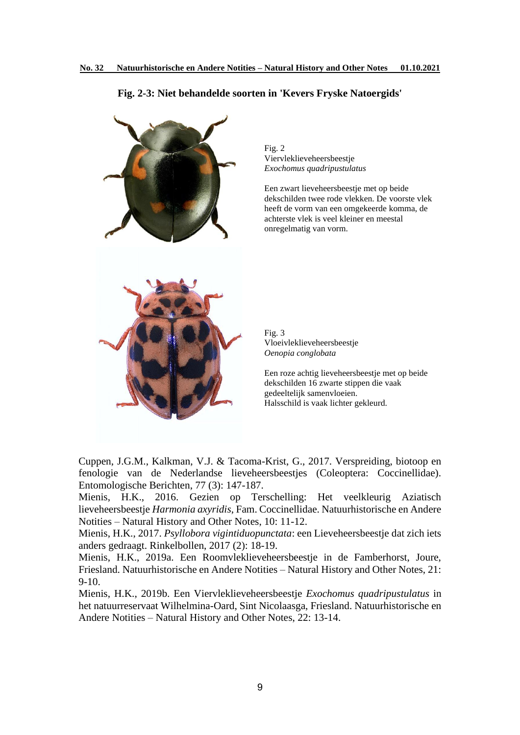**Fig. 2-3: Niet behandelde soorten in 'Kevers Fryske Natoergids'**

Fig. 2
Viervleklieveheersbeestje
*Exochomus quadripustulatus*

Een zwart lieveheersbeestje met op beide dekschilden twee rode vlekken. De voorste vlek heeft de vorm van een omgekeerde komma, de achterste vlek is veel kleiner en meestal onregelmatig van vorm.

Fig. 3
Vloeivleklieveheersbeestje
*Oenopia conglobata*

Een roze achtig lieveheersbeestje met op beide dekschilden 16 zwarte stippen die vaak gedeeltelijk samenvloeien.
Halsschild is vaak lichter gekleurd.

Cuppen, J.G.M., Kalkman, V.J. & Tacoma-Krist, G., 2017. Verspreiding, biotoop en fenologie van de Nederlandse lieveheersbeestjes (Coleoptera: Coccinellidae). Entomologische Berichten, 77 (3): 147-187.

Mienis, H.K., 2016. Gezien op Terschelling: Het veelkleurig Aziatisch lieveheersbeestje *Harmonia axyridis*, Fam. Coccinellidae. Natuurhistorische en Andere Notities – Natural History and Other Notes, 10: 11-12.

Mienis, H.K., 2017. *Psyllobora vigintiduopunctata*: een Lieveheersbeestje dat zich iets anders gedraagt. Rinkelbollen, 2017 (2): 18-19.

Mienis, H.K., 2019a. Een Roomvleklieveheersbeestje in de Famberhorst, Joure, Friesland. Natuurhistorische en Andere Notities – Natural History and Other Notes, 21: 9-10.

Mienis, H.K., 2019b. Een Viervleklieveheersbeestje *Exochomus quadripustulatus* in het natuurreservaat Wilhelmina-Oard, Sint Nicolaasga, Friesland. Natuurhistorische en Andere Notities – Natural History and Other Notes, 22: 13-14.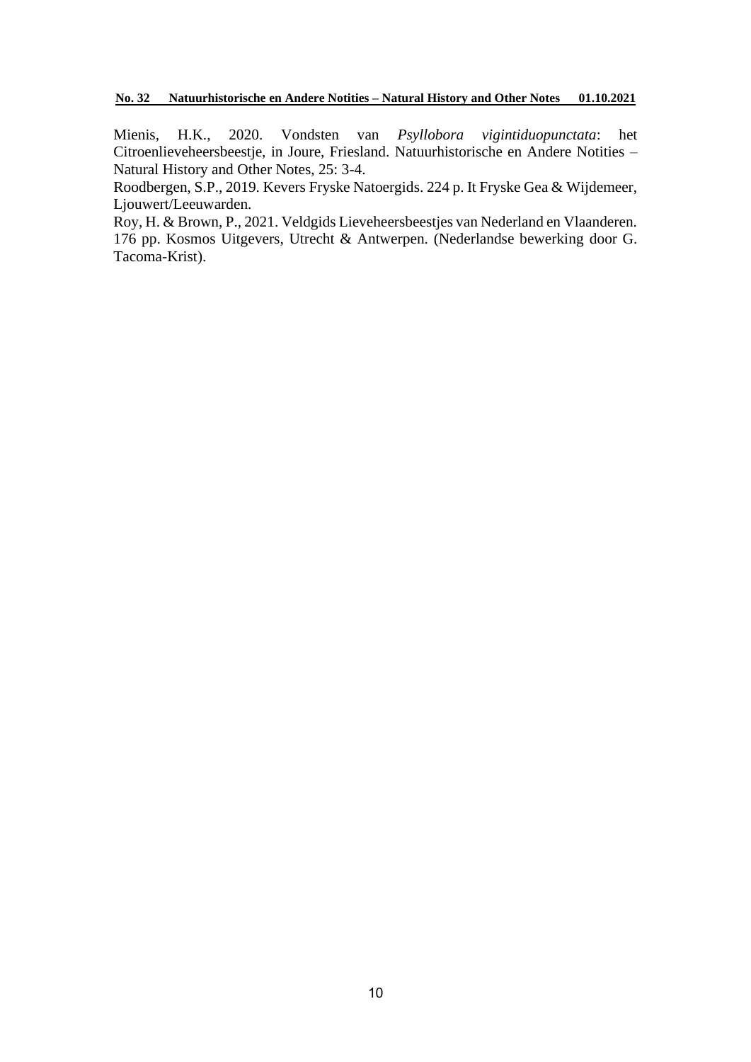Mienis, H.K., 2020. Vondsten van *Psyllobora vigintiduopunctata*: het Citroenlieveheersbeestje, in Joure, Friesland. Natuurhistorische en Andere Notities – Natural History and Other Notes, 25: 3-4.

Roodbergen, S.P., 2019. Kevers Fryske Natoergids. 224 p. It Fryske Gea & Wijdemeer, Ljouwert/Leeuwarden.

Roy, H. & Brown, P., 2021. Veldgids Lieveheersbeestjes van Nederland en Vlaanderen. 176 pp. Kosmos Uitgevers, Utrecht & Antwerpen. (Nederlandse bewerking door G. Tacoma-Krist).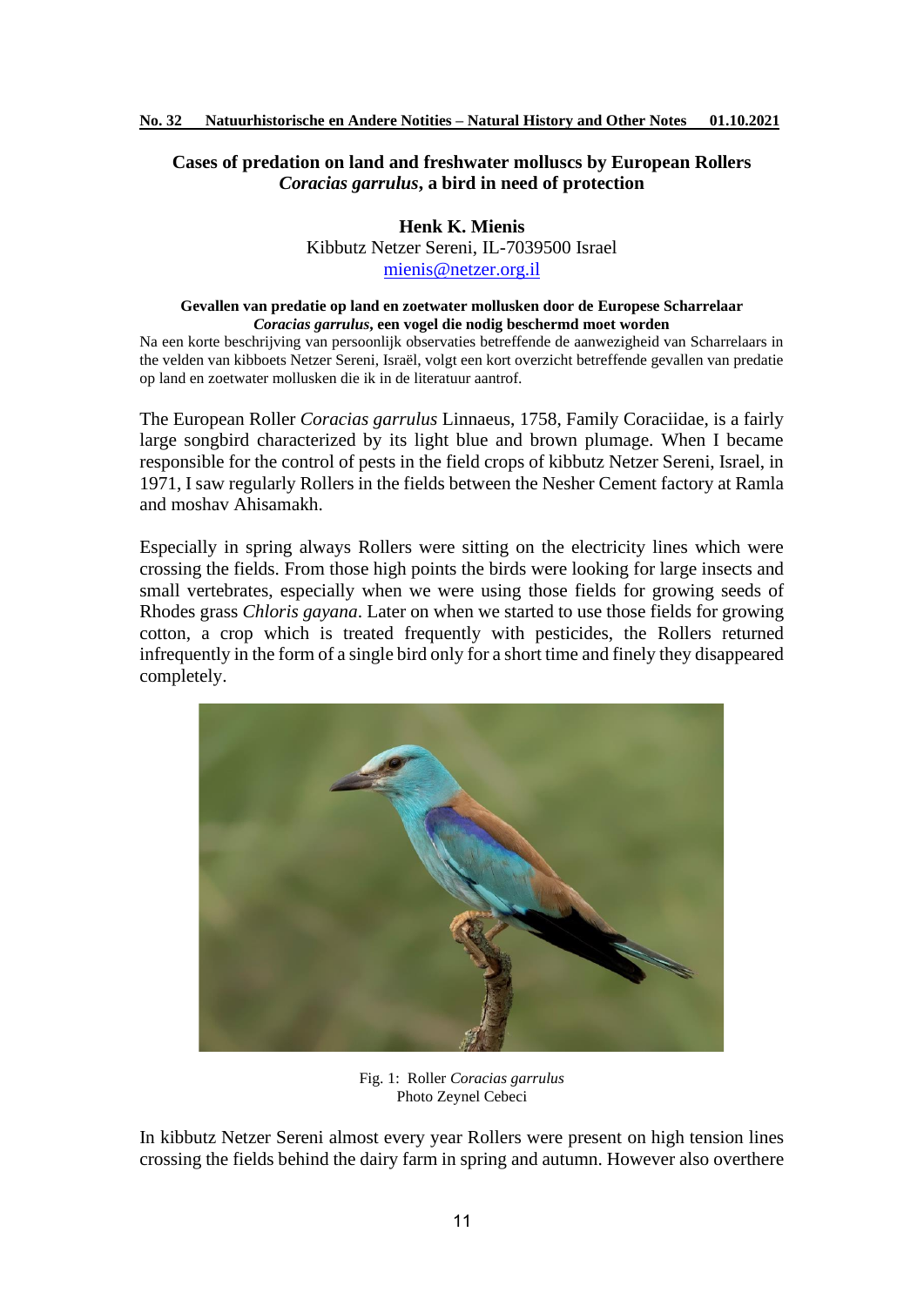## Cases of predation on land and freshwater molluscs by European Rollers *Coracias garrulus*, a bird in need of protection

**Henk K. Mienis**
Kibbutz Netzer Sereni, IL-7039500 Israel
mienis@netzer.org.il

**Gevallen van predatie op land en zoetwater mollusken door de Europese Scharrelaar *Coracias garrulus*, een vogel die nodig beschermd moet worden**

Na een korte beschrijving van persoonlijk observaties betreffende de aanwezigheid van Scharrelaars in the velden van kibboets Netzer Sereni, Israël, volgt een kort overzicht betreffende gevallen van predatie op land en zoetwater mollusken die ik in de literatuur aantrof.

The European Roller *Coracias garrulus* Linnaeus, 1758, Family Coraciidae, is a fairly large songbird characterized by its light blue and brown plumage. When I became responsible for the control of pests in the field crops of kibbutz Netzer Sereni, Israel, in 1971, I saw regularly Rollers in the fields between the Nesher Cement factory at Ramla and moshav Ahisamakh.

Especially in spring always Rollers were sitting on the electricity lines which were crossing the fields. From those high points the birds were looking for large insects and small vertebrates, especially when we were using those fields for growing seeds of Rhodes grass *Chloris gayana*. Later on when we started to use those fields for growing cotton, a crop which is treated frequently with pesticides, the Rollers returned infrequently in the form of a single bird only for a short time and finely they disappeared completely.

Fig. 1: Roller *Coracias garrulus*
Photo Zeynel Cebeci

In kibbutz Netzer Sereni almost every year Rollers were present on high tension lines crossing the fields behind the dairy farm in spring and autumn. However also overthere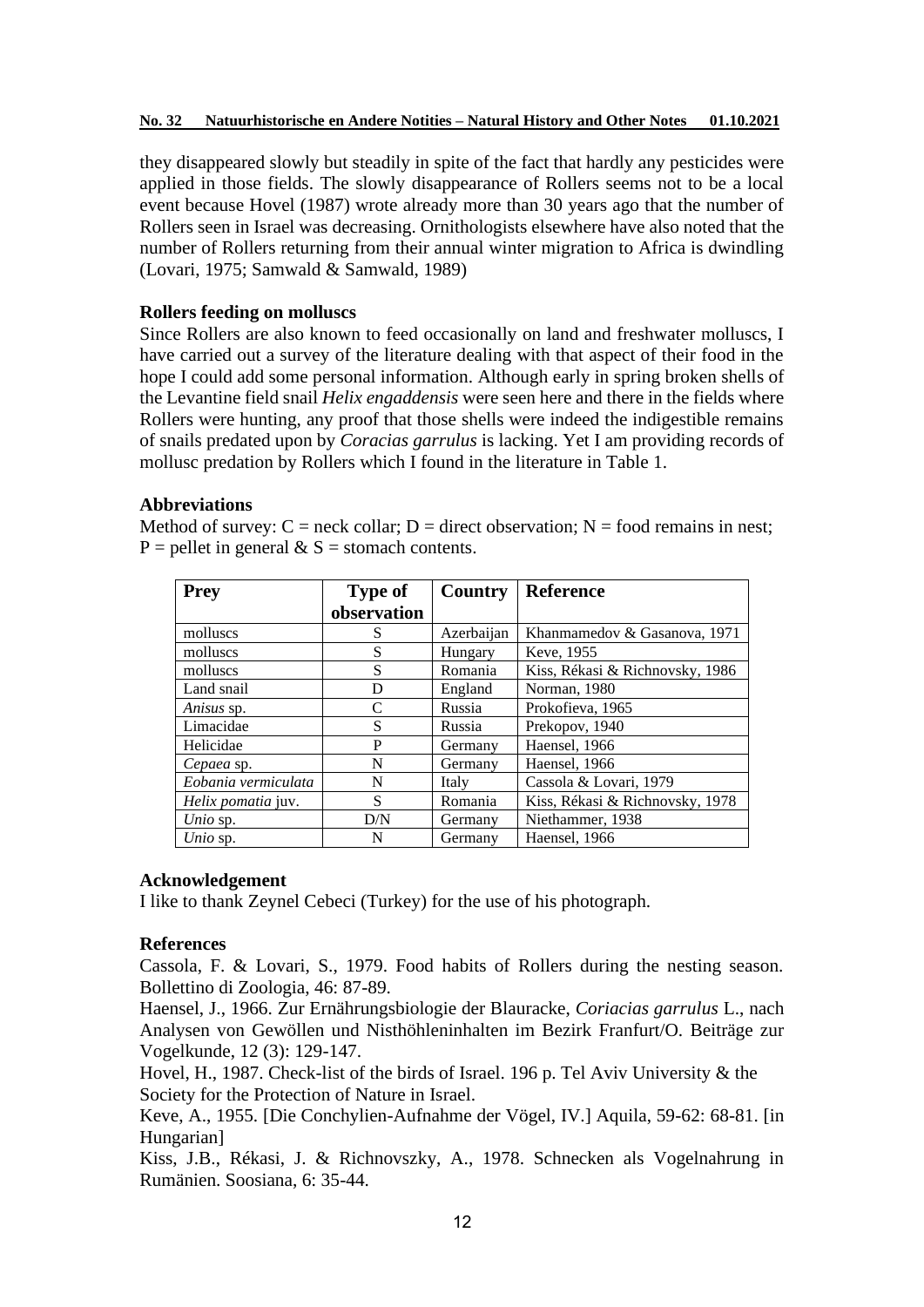they disappeared slowly but steadily in spite of the fact that hardly any pesticides were applied in those fields. The slowly disappearance of Rollers seems not to be a local event because Hovel (1987) wrote already more than 30 years ago that the number of Rollers seen in Israel was decreasing. Ornithologists elsewhere have also noted that the number of Rollers returning from their annual winter migration to Africa is dwindling (Lovari, 1975; Samwald & Samwald, 1989)

**Rollers feeding on molluscs**

Since Rollers are also known to feed occasionally on land and freshwater molluscs, I have carried out a survey of the literature dealing with that aspect of their food in the hope I could add some personal information. Although early in spring broken shells of the Levantine field snail *Helix engaddensis* were seen here and there in the fields where Rollers were hunting, any proof that those shells were indeed the indigestible remains of snails predated upon by *Coracias garrulus* is lacking. Yet I am providing records of mollusc predation by Rollers which I found in the literature in Table 1.

**Abbreviations**

Method of survey: C = neck collar; D = direct observation; N = food remains in nest; P = pellet in general & S = stomach contents.

| Prey | Type of observation | Country | Reference |
|---|---|---|---|
| molluscs | S | Azerbaijan | Khanmamedov & Gasanova, 1971 |
| molluscs | S | Hungary | Keve, 1955 |
| molluscs | S | Romania | Kiss, Rékasi & Richnovsky, 1986 |
| Land snail | D | England | Norman, 1980 |
| *Anisus* sp. | C | Russia | Prokofieva, 1965 |
| Limacidae | S | Russia | Prekopov, 1940 |
| Helicidae | P | Germany | Haensel, 1966 |
| *Cepaea* sp. | N | Germany | Haensel, 1966 |
| *Eobania vermiculata* | N | Italy | Cassola & Lovari, 1979 |
| *Helix pomatia* juv. | S | Romania | Kiss, Rékasi & Richnovsky, 1978 |
| *Unio* sp. | D/N | Germany | Niethammer, 1938 |
| *Unio* sp. | N | Germany | Haensel, 1966 |

**Acknowledgement**

I like to thank Zeynel Cebeci (Turkey) for the use of his photograph.

**References**

Cassola, F. & Lovari, S., 1979. Food habits of Rollers during the nesting season. Bollettino di Zoologia, 46: 87-89.

Haensel, J., 1966. Zur Ernährungsbiologie der Blauracke, *Coriacias garrulus* L., nach Analysen von Gewöllen und Nisthöhleninhalten im Bezirk Franfurt/O. Beiträge zur Vogelkunde, 12 (3): 129-147.

Hovel, H., 1987. Check-list of the birds of Israel. 196 p. Tel Aviv University & the Society for the Protection of Nature in Israel.

Keve, A., 1955. [Die Conchylien-Aufnahme der Vögel, IV.] Aquila, 59-62: 68-81. [in Hungarian]

Kiss, J.B., Rékasi, J. & Richnovszky, A., 1978. Schnecken als Vogelnahrung in Rumänien. Soosiana, 6: 35-44.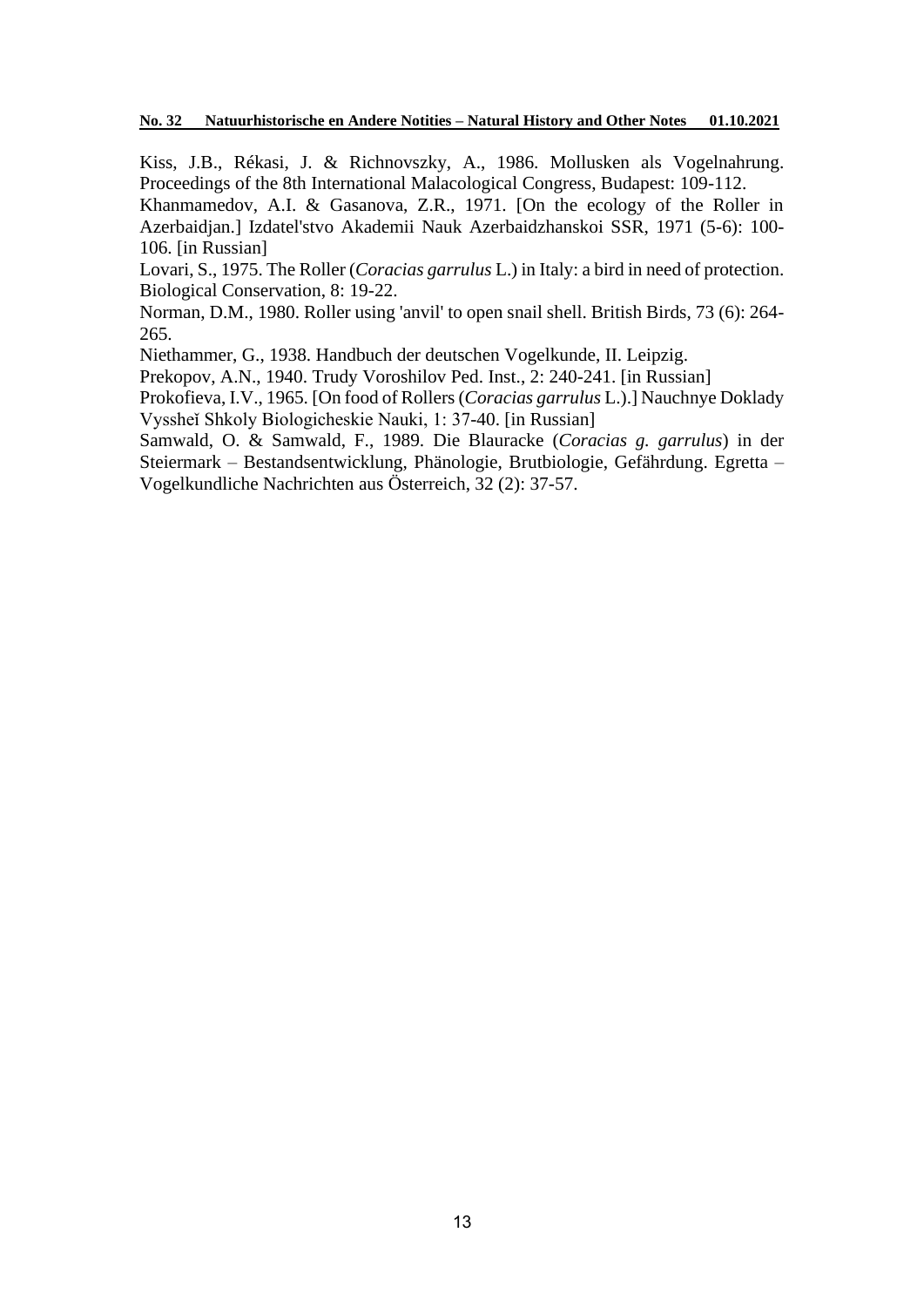Kiss, J.B., Rékasi, J. & Richnovszky, A., 1986. Mollusken als Vogelnahrung. Proceedings of the 8th International Malacological Congress, Budapest: 109-112.

Khanmamedov, A.I. & Gasanova, Z.R., 1971. [On the ecology of the Roller in Azerbaidjan.] Izdatel'stvo Akademii Nauk Azerbaidzhanskoi SSR, 1971 (5-6): 100-106. [in Russian]

Lovari, S., 1975. The Roller (*Coracias garrulus* L.) in Italy: a bird in need of protection. Biological Conservation, 8: 19-22.

Norman, D.M., 1980. Roller using 'anvil' to open snail shell. British Birds, 73 (6): 264-265.

Niethammer, G., 1938. Handbuch der deutschen Vogelkunde, II. Leipzig.

Prekopov, A.N., 1940. Trudy Voroshilov Ped. Inst., 2: 240-241. [in Russian]

Prokofieva, I.V., 1965. [On food of Rollers (*Coracias garrulus* L.).] Nauchnye Doklady Vyssheĭ Shkoly Biologicheskie Nauki, 1: 37-40. [in Russian]

Samwald, O. & Samwald, F., 1989. Die Blauracke (*Coracias g. garrulus*) in der Steiermark – Bestandsentwicklung, Phänologie, Brutbiologie, Gefährdung. Egretta – Vogelkundliche Nachrichten aus Österreich, 32 (2): 37-57.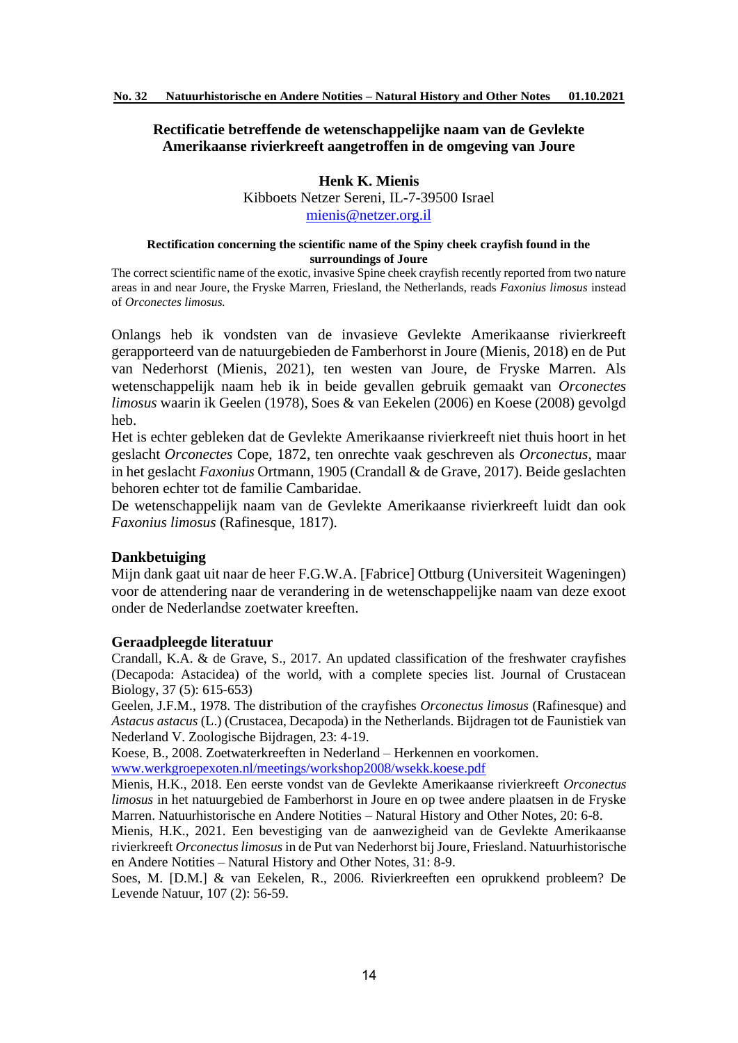## Rectificatie betreffende de wetenschappelijke naam van de Gevlekte Amerikaanse rivierkreeft aangetroffen in de omgeving van Joure

**Henk K. Mienis**
Kibboets Netzer Sereni, IL-7-39500 Israel
mienis@netzer.org.il

**Rectification concerning the scientific name of the Spiny cheek crayfish found in the surroundings of Joure**

The correct scientific name of the exotic, invasive Spine cheek crayfish recently reported from two nature areas in and near Joure, the Fryske Marren, Friesland, the Netherlands, reads *Faxonius limosus* instead of *Orconectes limosus.*

Onlangs heb ik vondsten van de invasieve Gevlekte Amerikaanse rivierkreeft gerapporteerd van de natuurgebieden de Famberhorst in Joure (Mienis, 2018) en de Put van Nederhorst (Mienis, 2021), ten westen van Joure, de Fryske Marren. Als wetenschappelijk naam heb ik in beide gevallen gebruik gemaakt van *Orconectes limosus* waarin ik Geelen (1978), Soes & van Eekelen (2006) en Koese (2008) gevolgd heb.

Het is echter gebleken dat de Gevlekte Amerikaanse rivierkreeft niet thuis hoort in het geslacht *Orconectes* Cope, 1872, ten onrechte vaak geschreven als *Orconectus*, maar in het geslacht *Faxonius* Ortmann, 1905 (Crandall & de Grave, 2017). Beide geslachten behoren echter tot de familie Cambaridae.

De wetenschappelijk naam van de Gevlekte Amerikaanse rivierkreeft luidt dan ook *Faxonius limosus* (Rafinesque, 1817).

### Dankbetuiging

Mijn dank gaat uit naar de heer F.G.W.A. [Fabrice] Ottburg (Universiteit Wageningen) voor de attendering naar de verandering in de wetenschappelijke naam van deze exoot onder de Nederlandse zoetwater kreeften.

### Geraadpleegde literatuur

Crandall, K.A. & de Grave, S., 2017. An updated classification of the freshwater crayfishes (Decapoda: Astacidea) of the world, with a complete species list. Journal of Crustacean Biology, 37 (5): 615-653)

Geelen, J.F.M., 1978. The distribution of the crayfishes *Orconectus limosus* (Rafinesque) and *Astacus astacus* (L.) (Crustacea, Decapoda) in the Netherlands. Bijdragen tot de Faunistiek van Nederland V. Zoologische Bijdragen, 23: 4-19.

Koese, B., 2008. Zoetwaterkreeften in Nederland – Herkennen en voorkomen. www.werkgroepexoten.nl/meetings/workshop2008/wsekk.koese.pdf

Mienis, H.K., 2018. Een eerste vondst van de Gevlekte Amerikaanse rivierkreeft *Orconectus limosus* in het natuurgebied de Famberhorst in Joure en op twee andere plaatsen in de Fryske Marren. Natuurhistorische en Andere Notities – Natural History and Other Notes, 20: 6-8.

Mienis, H.K., 2021. Een bevestiging van de aanwezigheid van de Gevlekte Amerikaanse rivierkreeft *Orconectus limosus* in de Put van Nederhorst bij Joure, Friesland. Natuurhistorische en Andere Notities – Natural History and Other Notes, 31: 8-9.

Soes, M. [D.M.] & van Eekelen, R., 2006. Rivierkreeften een oprukkend probleem? De Levende Natuur, 107 (2): 56-59.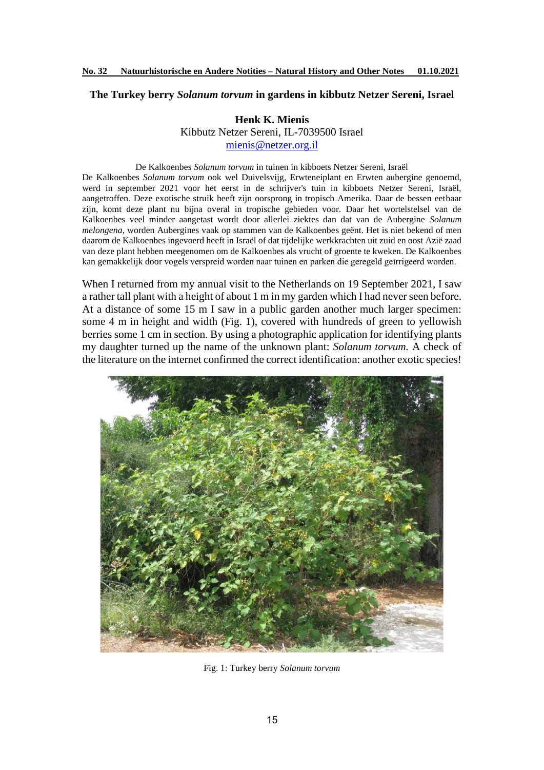## The Turkey berry *Solanum torvum* in gardens in kibbutz Netzer Sereni, Israel

**Henk K. Mienis**
Kibbutz Netzer Sereni, IL-7039500 Israel
mienis@netzer.org.il

De Kalkoenbes *Solanum torvum* in tuinen in kibboets Netzer Sereni, Israël

De Kalkoenbes *Solanum torvum* ook wel Duivelsvijg, Erwteneiplant en Erwten aubergine genoemd, werd in september 2021 voor het eerst in de schrijver's tuin in kibboets Netzer Sereni, Israël, aangetroffen. Deze exotische struik heeft zijn oorsprong in tropisch Amerika. Daar de bessen eetbaar zijn, komt deze plant nu bijna overal in tropische gebieden voor. Daar het wortelstelsel van de Kalkoenbes veel minder aangetast wordt door allerlei ziektes dan dat van de Aubergine *Solanum melongena*, worden Aubergines vaak op stammen van de Kalkoenbes geënt. Het is niet bekend of men daarom de Kalkoenbes ingevoerd heeft in Israël of dat tijdelijke werkkrachten uit zuid en oost Azië zaad van deze plant hebben meegenomen om de Kalkoenbes als vrucht of groente te kweken. De Kalkoenbes kan gemakkelijk door vogels verspreid worden naar tuinen en parken die geregeld geïrrigeerd worden.

When I returned from my annual visit to the Netherlands on 19 September 2021, I saw a rather tall plant with a height of about 1 m in my garden which I had never seen before. At a distance of some 15 m I saw in a public garden another much larger specimen: some 4 m in height and width (Fig. 1), covered with hundreds of green to yellowish berries some 1 cm in section. By using a photographic application for identifying plants my daughter turned up the name of the unknown plant: *Solanum torvum.* A check of the literature on the internet confirmed the correct identification: another exotic species!

Fig. 1: Turkey berry *Solanum torvum*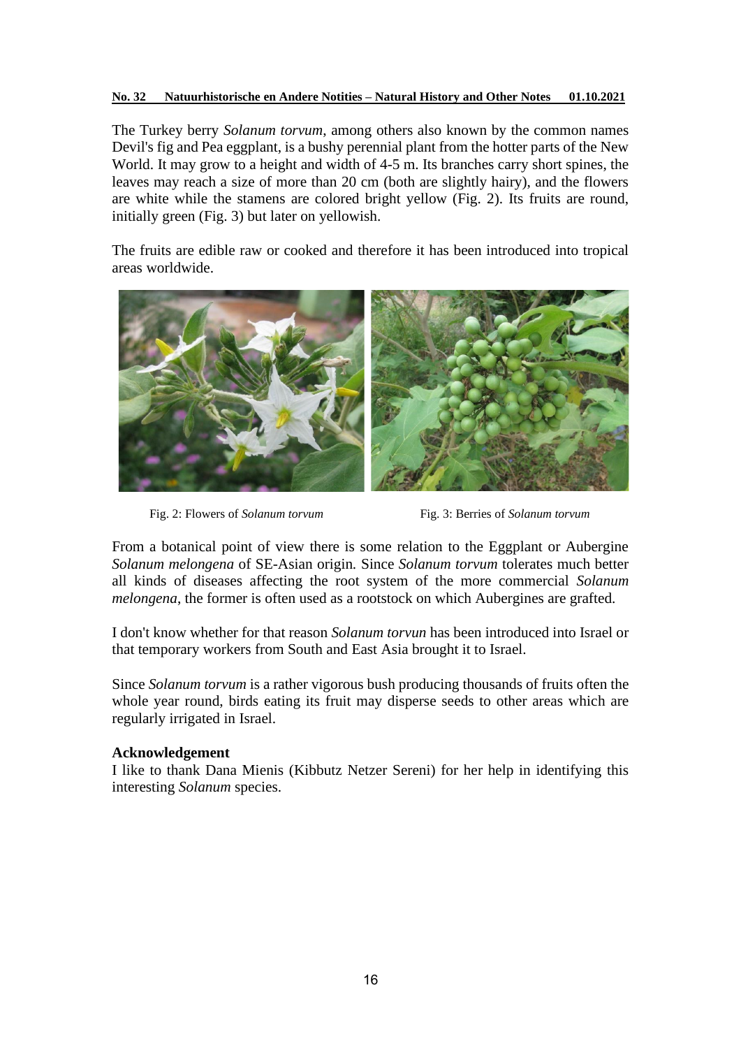The Turkey berry *Solanum torvum*, among others also known by the common names Devil's fig and Pea eggplant, is a bushy perennial plant from the hotter parts of the New World. It may grow to a height and width of 4-5 m. Its branches carry short spines, the leaves may reach a size of more than 20 cm (both are slightly hairy), and the flowers are white while the stamens are colored bright yellow (Fig. 2). Its fruits are round, initially green (Fig. 3) but later on yellowish.

The fruits are edible raw or cooked and therefore it has been introduced into tropical areas worldwide.

Fig. 2: Flowers of *Solanum torvum*

Fig. 3: Berries of *Solanum torvum*

From a botanical point of view there is some relation to the Eggplant or Aubergine *Solanum melongena* of SE-Asian origin. Since *Solanum torvum* tolerates much better all kinds of diseases affecting the root system of the more commercial *Solanum melongena*, the former is often used as a rootstock on which Aubergines are grafted.

I don't know whether for that reason *Solanum torvun* has been introduced into Israel or that temporary workers from South and East Asia brought it to Israel.

Since *Solanum torvum* is a rather vigorous bush producing thousands of fruits often the whole year round, birds eating its fruit may disperse seeds to other areas which are regularly irrigated in Israel.

**Acknowledgement**

I like to thank Dana Mienis (Kibbutz Netzer Sereni) for her help in identifying this interesting *Solanum* species.